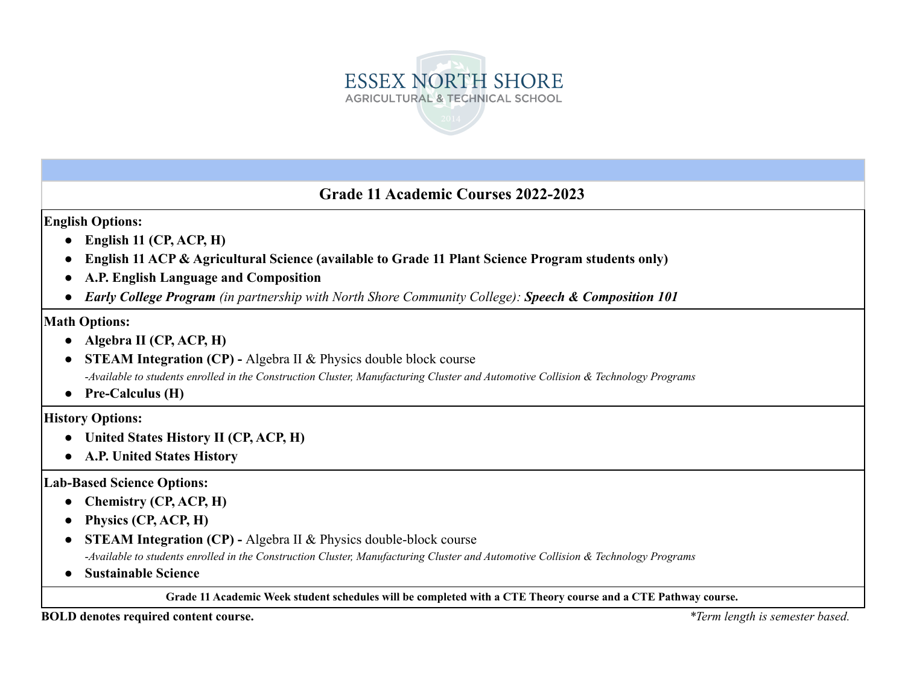# ESSEX NORTH SHORE
AGRICULTURAL & TECHNICAL SCHOOL

## Grade 11 Academic Courses 2022-2023

**English Options:**

- **English 11 (CP, ACP, H)**
- **English 11 ACP & Agricultural Science (available to Grade 11 Plant Science Program students only)**
- **A.P. English Language and Composition**
- ***Early College Program*** *(in partnership with North Shore Community College):* ***Speech & Composition 101***

**Math Options:**

- **Algebra II (CP, ACP, H)**
- **STEAM Integration (CP) -** Algebra II & Physics double block course
  *-Available to students enrolled in the Construction Cluster, Manufacturing Cluster and Automotive Collision & Technology Programs*
- **Pre-Calculus (H)**

**History Options:**

- **United States History II (CP, ACP, H)**
- **A.P. United States History**

**Lab-Based Science Options:**

- **Chemistry (CP, ACP, H)**
- **Physics (CP, ACP, H)**
- **STEAM Integration (CP) -** Algebra II & Physics double-block course
  *-Available to students enrolled in the Construction Cluster, Manufacturing Cluster and Automotive Collision & Technology Programs*
- **Sustainable Science**

**Grade 11 Academic Week student schedules will be completed with a CTE Theory course and a CTE Pathway course.**

**BOLD denotes required content course.**

*\*Term length is semester based.*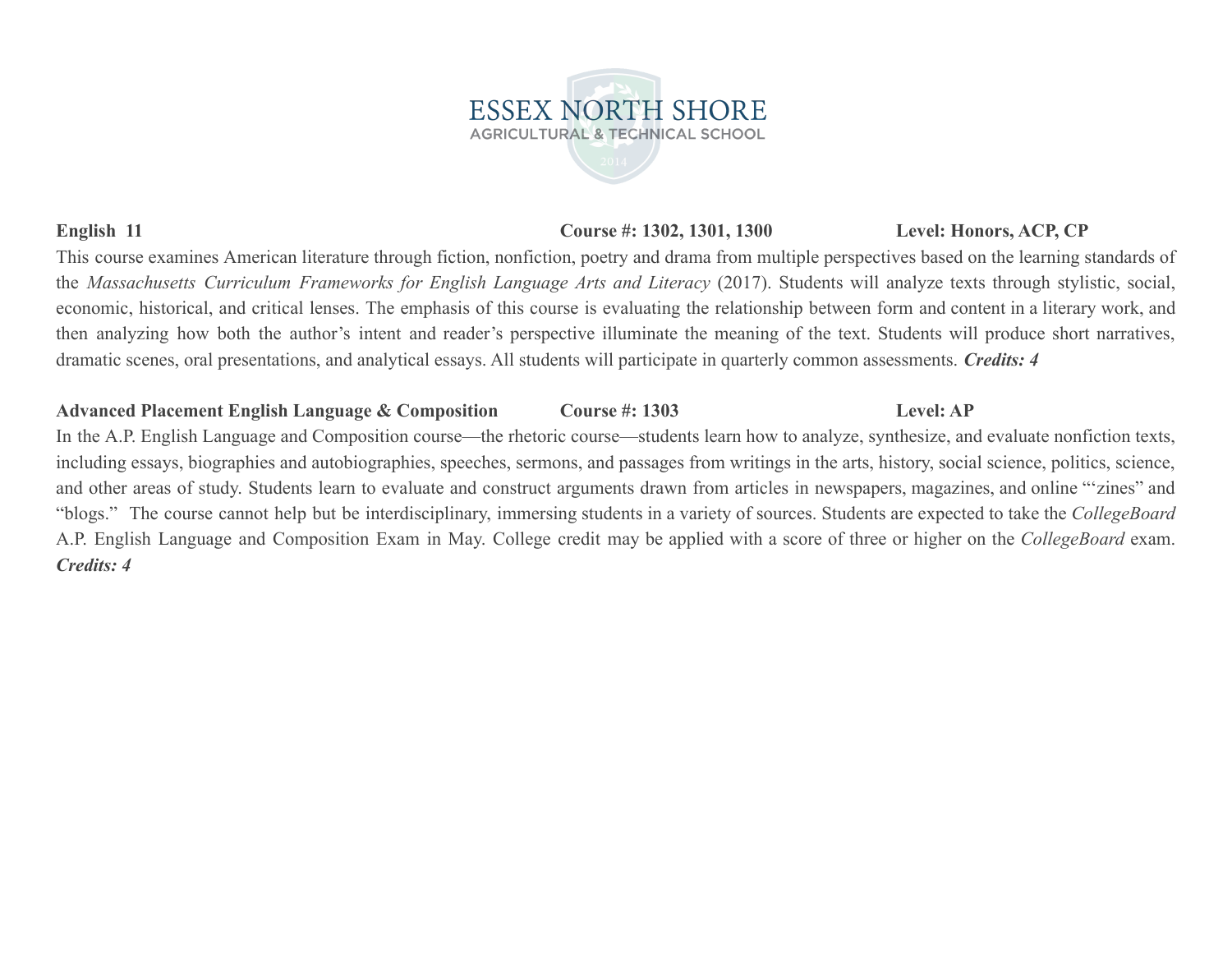**English 11** **Course #: 1302, 1301, 1300** **Level: Honors, ACP, CP**

This course examines American literature through fiction, nonfiction, poetry and drama from multiple perspectives based on the learning standards of the *Massachusetts Curriculum Frameworks for English Language Arts and Literacy* (2017). Students will analyze texts through stylistic, social, economic, historical, and critical lenses. The emphasis of this course is evaluating the relationship between form and content in a literary work, and then analyzing how both the author's intent and reader's perspective illuminate the meaning of the text. Students will produce short narratives, dramatic scenes, oral presentations, and analytical essays. All students will participate in quarterly common assessments. ***Credits: 4***

**Advanced Placement English Language & Composition** **Course #: 1303** **Level: AP**

In the A.P. English Language and Composition course—the rhetoric course—students learn how to analyze, synthesize, and evaluate nonfiction texts, including essays, biographies and autobiographies, speeches, sermons, and passages from writings in the arts, history, social science, politics, science, and other areas of study. Students learn to evaluate and construct arguments drawn from articles in newspapers, magazines, and online "'zines" and "blogs." The course cannot help but be interdisciplinary, immersing students in a variety of sources. Students are expected to take the *CollegeBoard* A.P. English Language and Composition Exam in May. College credit may be applied with a score of three or higher on the *CollegeBoard* exam. ***Credits: 4***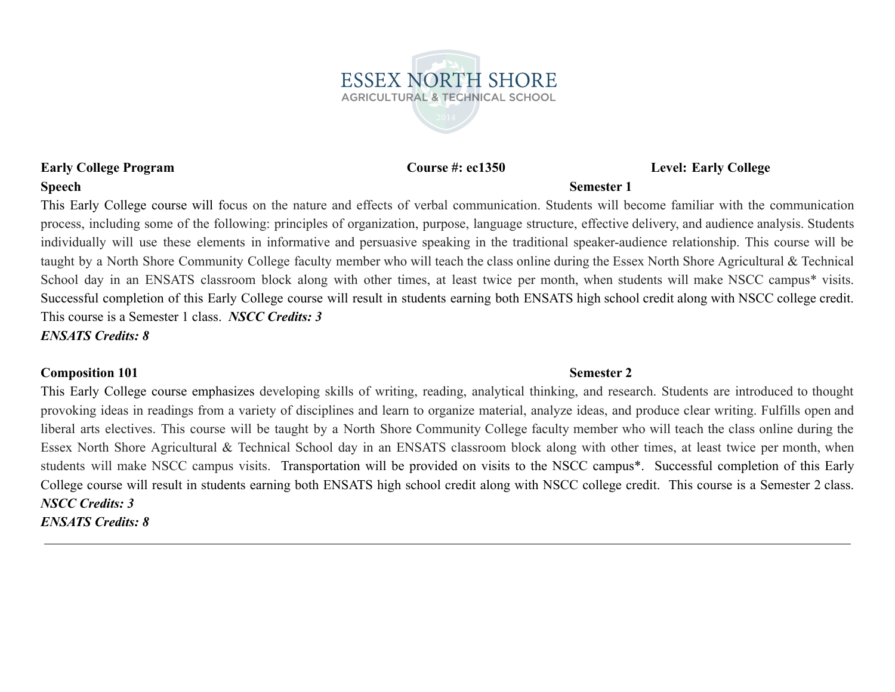ESSEX NORTH SHORE
AGRICULTURAL & TECHNICAL SCHOOL

**Early College Program** **Course #: ec1350** **Level: Early College**

**Speech** **Semester 1**

This Early College course will focus on the nature and effects of verbal communication. Students will become familiar with the communication process, including some of the following: principles of organization, purpose, language structure, effective delivery, and audience analysis. Students individually will use these elements in informative and persuasive speaking in the traditional speaker-audience relationship. This course will be taught by a North Shore Community College faculty member who will teach the class online during the Essex North Shore Agricultural & Technical School day in an ENSATS classroom block along with other times, at least twice per month, when students will make NSCC campus* visits. Successful completion of this Early College course will result in students earning both ENSATS high school credit along with NSCC college credit. This course is a Semester 1 class. ***NSCC Credits: 3***
***ENSATS Credits: 8***

**Composition 101** **Semester 2**

This Early College course emphasizes developing skills of writing, reading, analytical thinking, and research. Students are introduced to thought provoking ideas in readings from a variety of disciplines and learn to organize material, analyze ideas, and produce clear writing. Fulfills open and liberal arts electives. This course will be taught by a North Shore Community College faculty member who will teach the class online during the Essex North Shore Agricultural & Technical School day in an ENSATS classroom block along with other times, at least twice per month, when students will make NSCC campus visits. Transportation will be provided on visits to the NSCC campus*. Successful completion of this Early College course will result in students earning both ENSATS high school credit along with NSCC college credit. This course is a Semester 2 class.
***NSCC Credits: 3***
***ENSATS Credits: 8***

---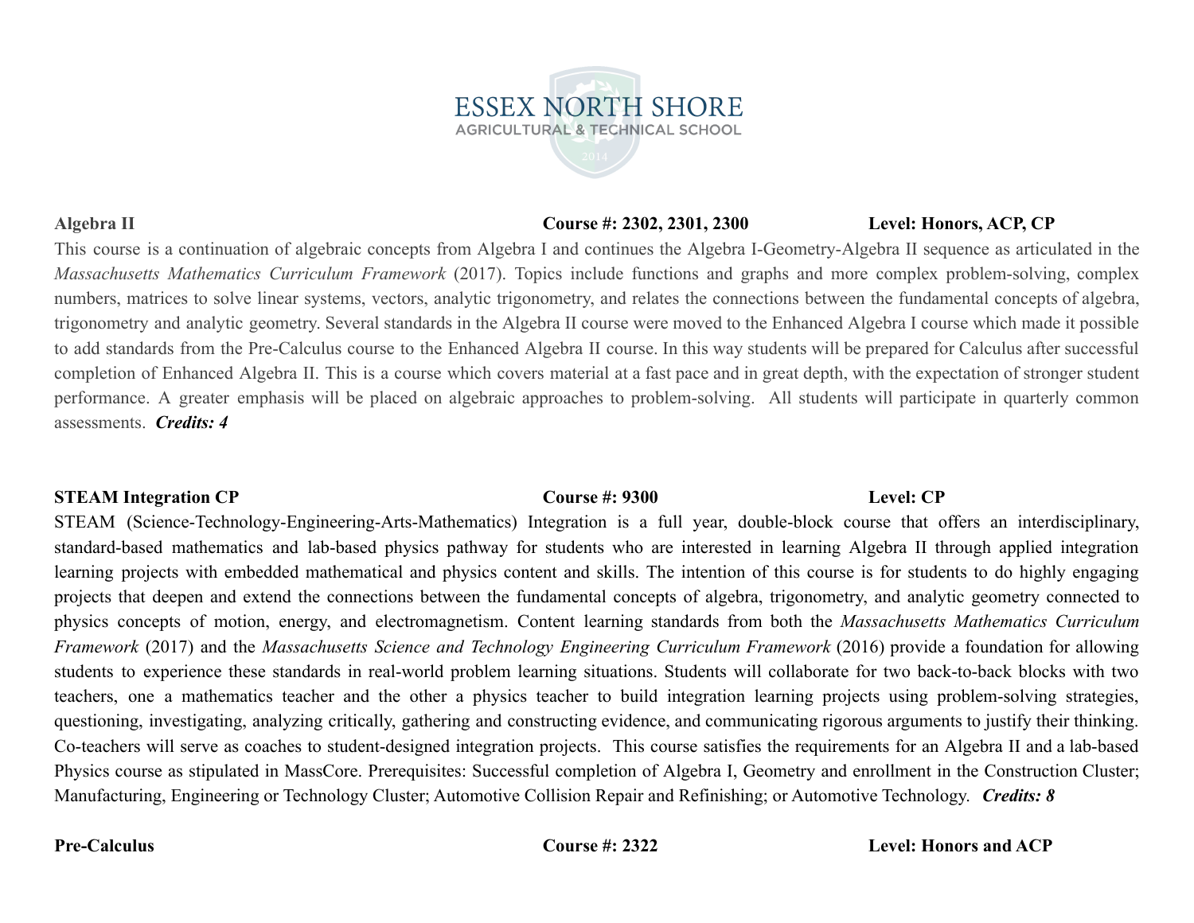**Algebra II** **Course #: 2302, 2301, 2300** **Level: Honors, ACP, CP**

This course is a continuation of algebraic concepts from Algebra I and continues the Algebra I-Geometry-Algebra II sequence as articulated in the *Massachusetts Mathematics Curriculum Framework* (2017). Topics include functions and graphs and more complex problem-solving, complex numbers, matrices to solve linear systems, vectors, analytic trigonometry, and relates the connections between the fundamental concepts of algebra, trigonometry and analytic geometry. Several standards in the Algebra II course were moved to the Enhanced Algebra I course which made it possible to add standards from the Pre-Calculus course to the Enhanced Algebra II course. In this way students will be prepared for Calculus after successful completion of Enhanced Algebra II. This is a course which covers material at a fast pace and in great depth, with the expectation of stronger student performance. A greater emphasis will be placed on algebraic approaches to problem-solving. All students will participate in quarterly common assessments. ***Credits: 4***

**STEAM Integration CP** **Course #: 9300** **Level: CP**

STEAM (Science-Technology-Engineering-Arts-Mathematics) Integration is a full year, double-block course that offers an interdisciplinary, standard-based mathematics and lab-based physics pathway for students who are interested in learning Algebra II through applied integration learning projects with embedded mathematical and physics content and skills. The intention of this course is for students to do highly engaging projects that deepen and extend the connections between the fundamental concepts of algebra, trigonometry, and analytic geometry connected to physics concepts of motion, energy, and electromagnetism. Content learning standards from both the *Massachusetts Mathematics Curriculum Framework* (2017) and the *Massachusetts Science and Technology Engineering Curriculum Framework* (2016) provide a foundation for allowing students to experience these standards in real-world problem learning situations. Students will collaborate for two back-to-back blocks with two teachers, one a mathematics teacher and the other a physics teacher to build integration learning projects using problem-solving strategies, questioning, investigating, analyzing critically, gathering and constructing evidence, and communicating rigorous arguments to justify their thinking. Co-teachers will serve as coaches to student-designed integration projects. This course satisfies the requirements for an Algebra II and a lab-based Physics course as stipulated in MassCore. Prerequisites: Successful completion of Algebra I, Geometry and enrollment in the Construction Cluster; Manufacturing, Engineering or Technology Cluster; Automotive Collision Repair and Refinishing; or Automotive Technology. ***Credits: 8***

**Pre-Calculus** **Course #: 2322** **Level: Honors and ACP**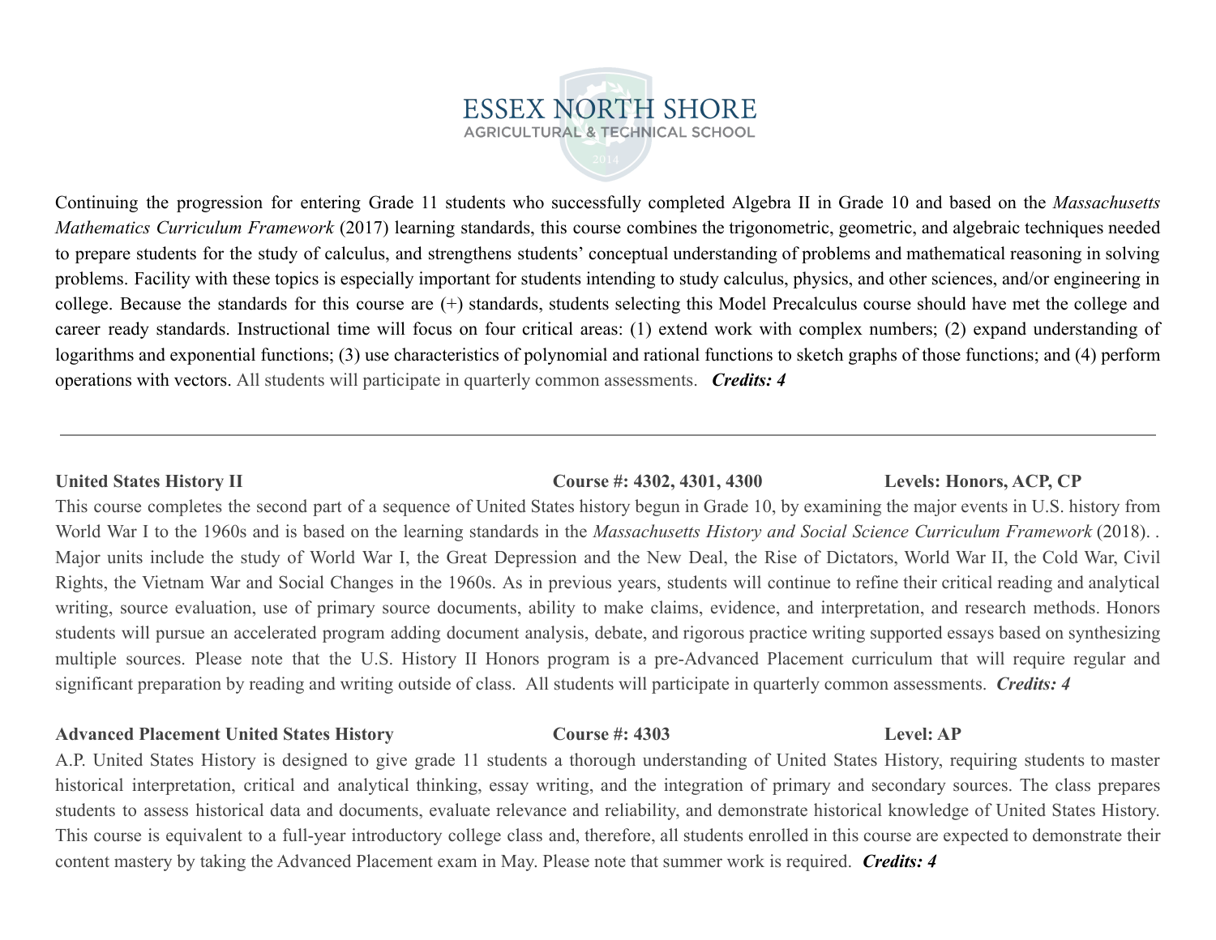Continuing the progression for entering Grade 11 students who successfully completed Algebra II in Grade 10 and based on the *Massachusetts Mathematics Curriculum Framework* (2017) learning standards, this course combines the trigonometric, geometric, and algebraic techniques needed to prepare students for the study of calculus, and strengthens students' conceptual understanding of problems and mathematical reasoning in solving problems. Facility with these topics is especially important for students intending to study calculus, physics, and other sciences, and/or engineering in college. Because the standards for this course are (+) standards, students selecting this Model Precalculus course should have met the college and career ready standards. Instructional time will focus on four critical areas: (1) extend work with complex numbers; (2) expand understanding of logarithms and exponential functions; (3) use characteristics of polynomial and rational functions to sketch graphs of those functions; and (4) perform operations with vectors. All students will participate in quarterly common assessments. ***Credits: 4***

---

**United States History II** **Course #: 4302, 4301, 4300** **Levels: Honors, ACP, CP**

This course completes the second part of a sequence of United States history begun in Grade 10, by examining the major events in U.S. history from World War I to the 1960s and is based on the learning standards in the *Massachusetts History and Social Science Curriculum Framework* (2018). . Major units include the study of World War I, the Great Depression and the New Deal, the Rise of Dictators, World War II, the Cold War, Civil Rights, the Vietnam War and Social Changes in the 1960s. As in previous years, students will continue to refine their critical reading and analytical writing, source evaluation, use of primary source documents, ability to make claims, evidence, and interpretation, and research methods. Honors students will pursue an accelerated program adding document analysis, debate, and rigorous practice writing supported essays based on synthesizing multiple sources. Please note that the U.S. History II Honors program is a pre-Advanced Placement curriculum that will require regular and significant preparation by reading and writing outside of class. All students will participate in quarterly common assessments. ***Credits: 4***

**Advanced Placement United States History** **Course #: 4303** **Level: AP**

A.P. United States History is designed to give grade 11 students a thorough understanding of United States History, requiring students to master historical interpretation, critical and analytical thinking, essay writing, and the integration of primary and secondary sources. The class prepares students to assess historical data and documents, evaluate relevance and reliability, and demonstrate historical knowledge of United States History. This course is equivalent to a full-year introductory college class and, therefore, all students enrolled in this course are expected to demonstrate their content mastery by taking the Advanced Placement exam in May. Please note that summer work is required. ***Credits: 4***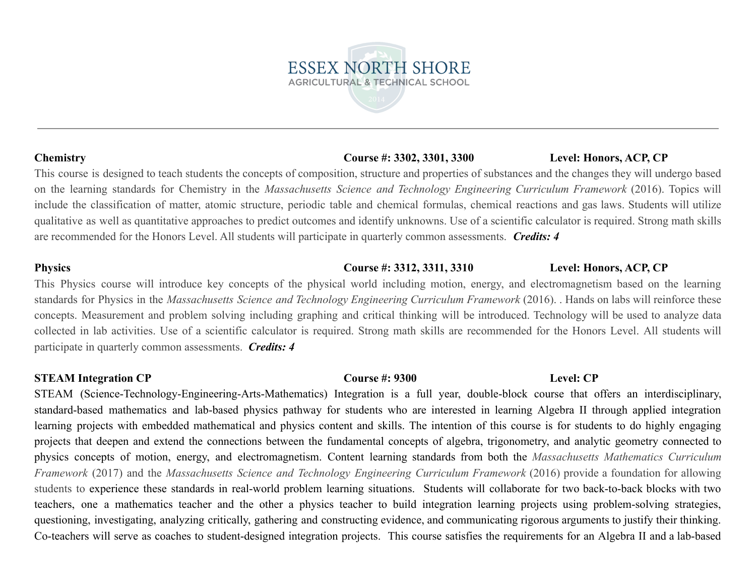**Chemistry** **Course #: 3302, 3301, 3300** **Level: Honors, ACP, CP**

This course is designed to teach students the concepts of composition, structure and properties of substances and the changes they will undergo based on the learning standards for Chemistry in the *Massachusetts Science and Technology Engineering Curriculum Framework* (2016). Topics will include the classification of matter, atomic structure, periodic table and chemical formulas, chemical reactions and gas laws. Students will utilize qualitative as well as quantitative approaches to predict outcomes and identify unknowns. Use of a scientific calculator is required. Strong math skills are recommended for the Honors Level. All students will participate in quarterly common assessments. ***Credits: 4***

**Physics** **Course #: 3312, 3311, 3310** **Level: Honors, ACP, CP**

This Physics course will introduce key concepts of the physical world including motion, energy, and electromagnetism based on the learning standards for Physics in the *Massachusetts Science and Technology Engineering Curriculum Framework* (2016). . Hands on labs will reinforce these concepts. Measurement and problem solving including graphing and critical thinking will be introduced. Technology will be used to analyze data collected in lab activities. Use of a scientific calculator is required. Strong math skills are recommended for the Honors Level. All students will participate in quarterly common assessments. ***Credits: 4***

**STEAM Integration CP** **Course #: 9300** **Level: CP**

STEAM (Science-Technology-Engineering-Arts-Mathematics) Integration is a full year, double-block course that offers an interdisciplinary, standard-based mathematics and lab-based physics pathway for students who are interested in learning Algebra II through applied integration learning projects with embedded mathematical and physics content and skills. The intention of this course is for students to do highly engaging projects that deepen and extend the connections between the fundamental concepts of algebra, trigonometry, and analytic geometry connected to physics concepts of motion, energy, and electromagnetism. Content learning standards from both the *Massachusetts Mathematics Curriculum Framework* (2017) and the *Massachusetts Science and Technology Engineering Curriculum Framework* (2016) provide a foundation for allowing students to experience these standards in real-world problem learning situations. Students will collaborate for two back-to-back blocks with two teachers, one a mathematics teacher and the other a physics teacher to build integration learning projects using problem-solving strategies, questioning, investigating, analyzing critically, gathering and constructing evidence, and communicating rigorous arguments to justify their thinking. Co-teachers will serve as coaches to student-designed integration projects. This course satisfies the requirements for an Algebra II and a lab-based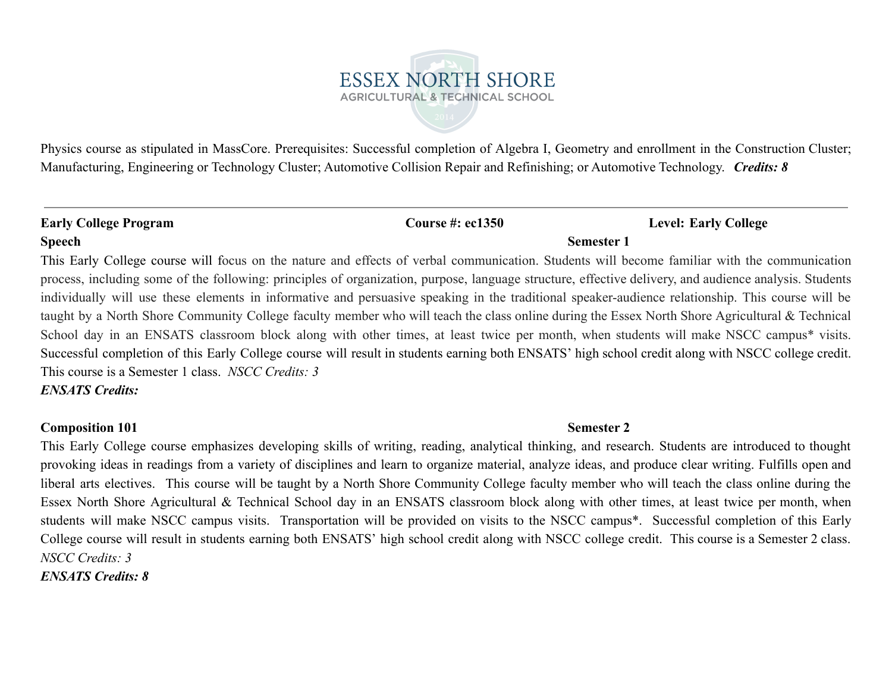Physics course as stipulated in MassCore. Prerequisites: Successful completion of Algebra I, Geometry and enrollment in the Construction Cluster; Manufacturing, Engineering or Technology Cluster; Automotive Collision Repair and Refinishing; or Automotive Technology. ***Credits: 8***

---

**Early College Program** **Course #: ec1350** **Level: Early College**

**Speech** **Semester 1**

This Early College course will focus on the nature and effects of verbal communication. Students will become familiar with the communication process, including some of the following: principles of organization, purpose, language structure, effective delivery, and audience analysis. Students individually will use these elements in informative and persuasive speaking in the traditional speaker-audience relationship. This course will be taught by a North Shore Community College faculty member who will teach the class online during the Essex North Shore Agricultural & Technical School day in an ENSATS classroom block along with other times, at least twice per month, when students will make NSCC campus* visits. Successful completion of this Early College course will result in students earning both ENSATS' high school credit along with NSCC college credit. This course is a Semester 1 class. *NSCC Credits: 3*

***ENSATS Credits:***

**Composition 101** **Semester 2**

This Early College course emphasizes developing skills of writing, reading, analytical thinking, and research. Students are introduced to thought provoking ideas in readings from a variety of disciplines and learn to organize material, analyze ideas, and produce clear writing. Fulfills open and liberal arts electives. This course will be taught by a North Shore Community College faculty member who will teach the class online during the Essex North Shore Agricultural & Technical School day in an ENSATS classroom block along with other times, at least twice per month, when students will make NSCC campus visits. Transportation will be provided on visits to the NSCC campus*. Successful completion of this Early College course will result in students earning both ENSATS' high school credit along with NSCC college credit. This course is a Semester 2 class.
*NSCC Credits: 3*

***ENSATS Credits: 8***